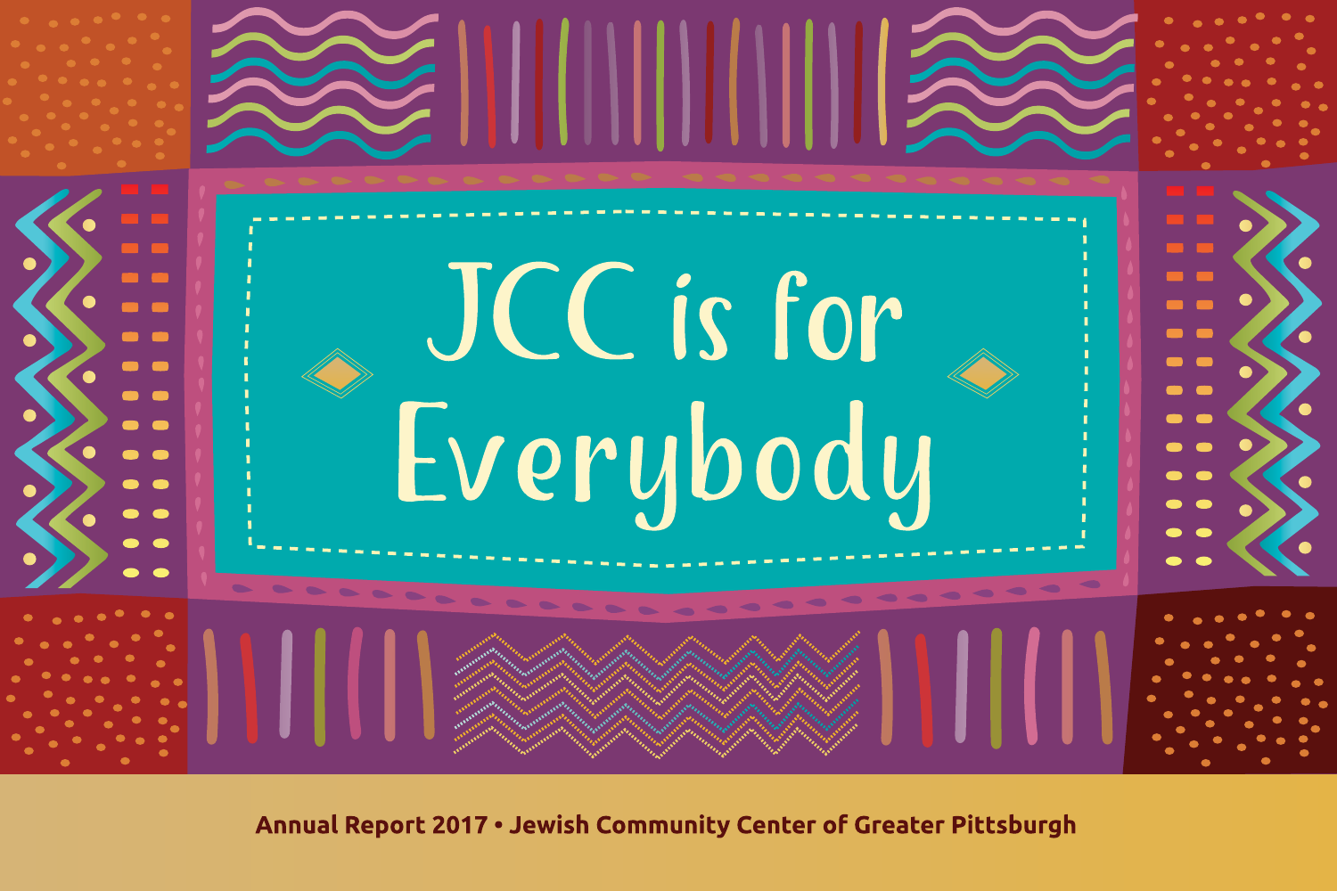# JCC is for Everybody

**Annual Report 2017 • Jewish Community Center of Greater Pittsburgh**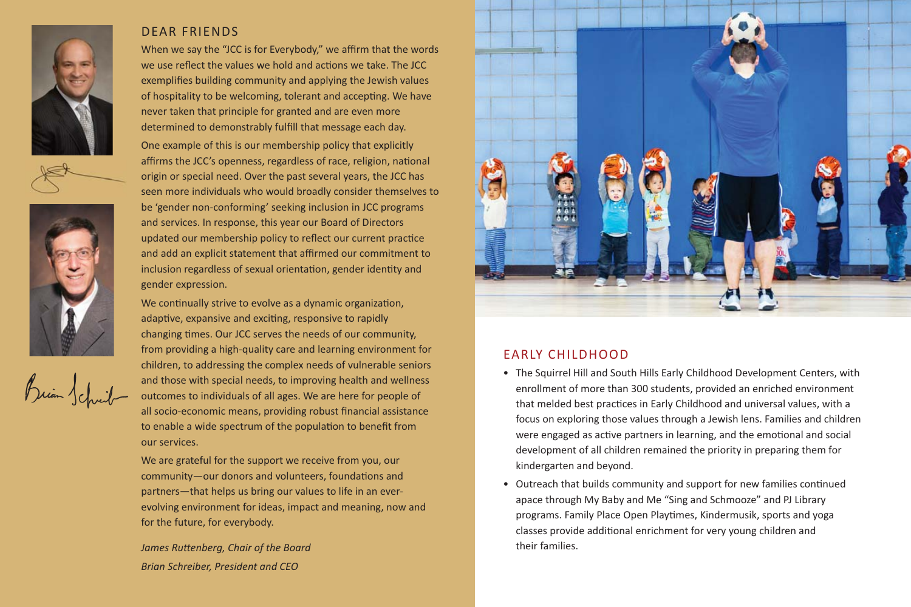## DEAR FRIENDS

When we say the "JCC is for Everybody," we affirm that the words we use reflect the values we hold and actions we take. The JCC exemplifies building community and applying the Jewish values of hospitality to be welcoming, tolerant and accepting. We have never taken that principle for granted and are even more determined to demonstrably fulfill that message each day.

One example of this is our membership policy that explicitly affirms the JCC's openness, regardless of race, religion, national origin or special need. Over the past several years, the JCC has seen more individuals who would broadly consider themselves to be 'gender non-conforming' seeking inclusion in JCC programs and services. In response, this year our Board of Directors updated our membership policy to reflect our current practice and add an explicit statement that affirmed our commitment to inclusion regardless of sexual orientation, gender identity and gender expression.

We continually strive to evolve as a dynamic organization, adaptive, expansive and exciting, responsive to rapidly changing times. Our JCC serves the needs of our community, from providing a high-quality care and learning environment for children, to addressing the complex needs of vulnerable seniors and those with special needs, to improving health and wellness outcomes to individuals of all ages. We are here for people of all socio-economic means, providing robust financial assistance to enable a wide spectrum of the population to benefit from our services.

We are grateful for the support we receive from you, our community—our donors and volunteers, foundations and partners—that helps us bring our values to life in an ever-evolving environment for ideas, impact and meaning, now and for the future, for everybody.

*James Ruttenberg, Chair of the Board*

*Brian Schreiber, President and CEO*

## EARLY CHILDHOOD

- The Squirrel Hill and South Hills Early Childhood Development Centers, with enrollment of more than 300 students, provided an enriched environment that melded best practices in Early Childhood and universal values, with a focus on exploring those values through a Jewish lens. Families and children were engaged as active partners in learning, and the emotional and social development of all children remained the priority in preparing them for kindergarten and beyond.
- Outreach that builds community and support for new families continued apace through My Baby and Me "Sing and Schmooze" and PJ Library programs. Family Place Open Playtimes, Kindermusik, sports and yoga classes provide additional enrichment for very young children and their families.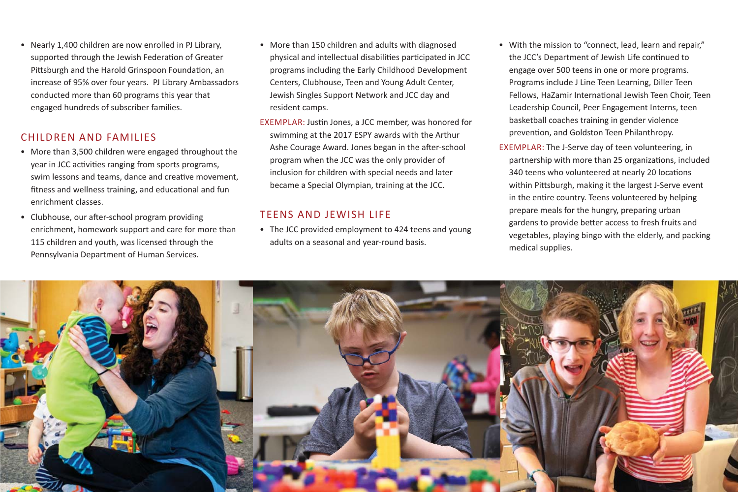- Nearly 1,400 children are now enrolled in PJ Library, supported through the Jewish Federation of Greater Pittsburgh and the Harold Grinspoon Foundation, an increase of 95% over four years. PJ Library Ambassadors conducted more than 60 programs this year that engaged hundreds of subscriber families.

## CHILDREN AND FAMILIES

- More than 3,500 children were engaged throughout the year in JCC activities ranging from sports programs, swim lessons and teams, dance and creative movement, fitness and wellness training, and educational and fun enrichment classes.
- Clubhouse, our after-school program providing enrichment, homework support and care for more than 115 children and youth, was licensed through the Pennsylvania Department of Human Services.
- More than 150 children and adults with diagnosed physical and intellectual disabilities participated in JCC programs including the Early Childhood Development Centers, Clubhouse, Teen and Young Adult Center, Jewish Singles Support Network and JCC day and resident camps.

EXEMPLAR: Justin Jones, a JCC member, was honored for swimming at the 2017 ESPY awards with the Arthur Ashe Courage Award. Jones began in the after-school program when the JCC was the only provider of inclusion for children with special needs and later became a Special Olympian, training at the JCC.

## TEENS AND JEWISH LIFE

- The JCC provided employment to 424 teens and young adults on a seasonal and year-round basis.
- With the mission to "connect, lead, learn and repair," the JCC's Department of Jewish Life continued to engage over 500 teens in one or more programs. Programs include J Line Teen Learning, Diller Teen Fellows, HaZamir International Jewish Teen Choir, Teen Leadership Council, Peer Engagement Interns, teen basketball coaches training in gender violence prevention, and Goldston Teen Philanthropy.

EXEMPLAR: The J-Serve day of teen volunteering, in partnership with more than 25 organizations, included 340 teens who volunteered at nearly 20 locations within Pittsburgh, making it the largest J-Serve event in the entire country. Teens volunteered by helping prepare meals for the hungry, preparing urban gardens to provide better access to fresh fruits and vegetables, playing bingo with the elderly, and packing medical supplies.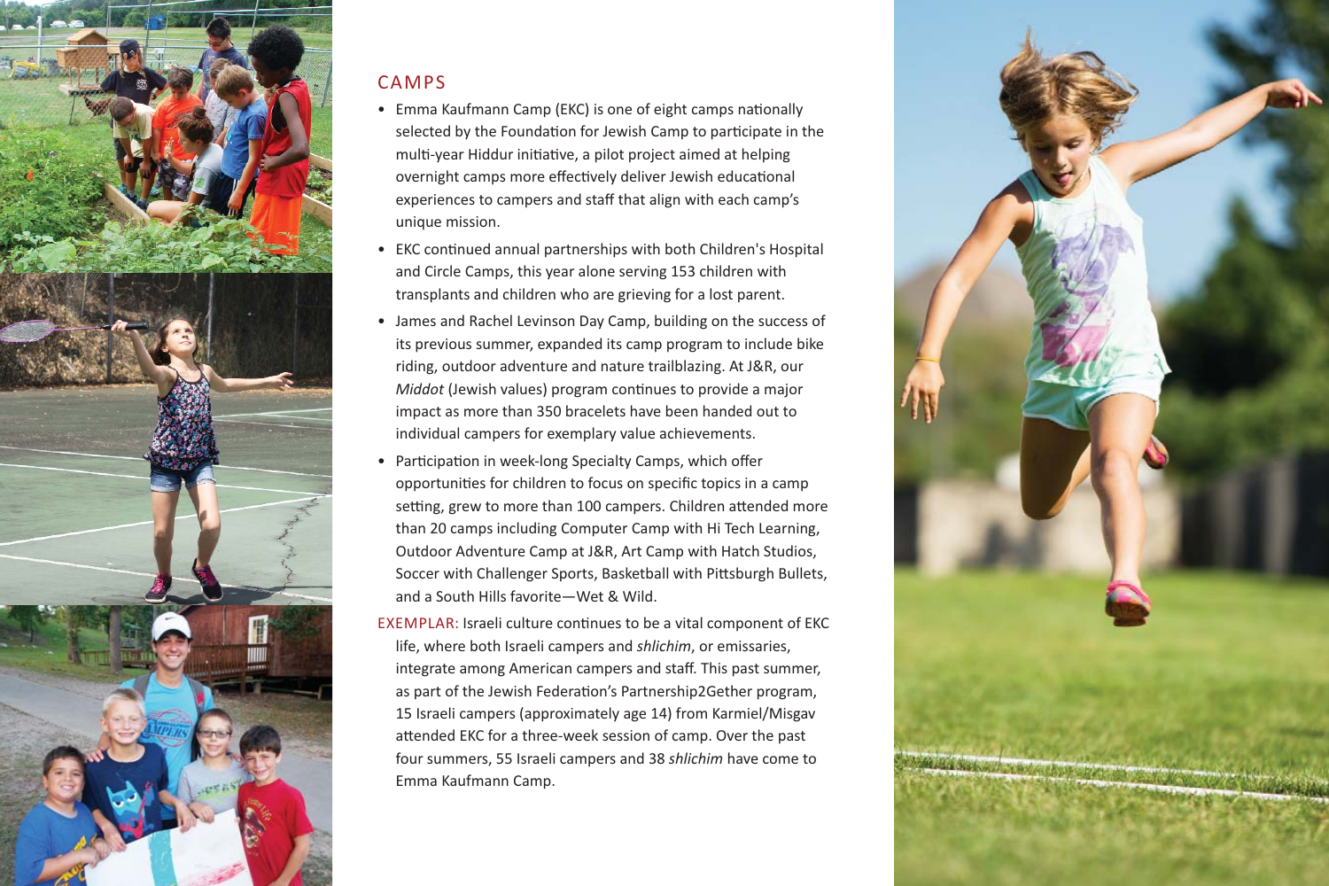## CAMPS

- Emma Kaufmann Camp (EKC) is one of eight camps nationally selected by the Foundation for Jewish Camp to participate in the multi-year Hiddur initiative, a pilot project aimed at helping overnight camps more effectively deliver Jewish educational experiences to campers and staff that align with each camp's unique mission.
- EKC continued annual partnerships with both Children's Hospital and Circle Camps, this year alone serving 153 children with transplants and children who are grieving for a lost parent.
- James and Rachel Levinson Day Camp, building on the success of its previous summer, expanded its camp program to include bike riding, outdoor adventure and nature trailblazing. At J&R, our *Middot* (Jewish values) program continues to provide a major impact as more than 350 bracelets have been handed out to individual campers for exemplary value achievements.
- Participation in week-long Specialty Camps, which offer opportunities for children to focus on specific topics in a camp setting, grew to more than 100 campers. Children attended more than 20 camps including Computer Camp with Hi Tech Learning, Outdoor Adventure Camp at J&R, Art Camp with Hatch Studios, Soccer with Challenger Sports, Basketball with Pittsburgh Bullets, and a South Hills favorite—Wet & Wild.

EXEMPLAR: Israeli culture continues to be a vital component of EKC life, where both Israeli campers and *shlichim*, or emissaries, integrate among American campers and staff. This past summer, as part of the Jewish Federation's Partnership2Gether program, 15 Israeli campers (approximately age 14) from Karmiel/Misgav attended EKC for a three-week session of camp. Over the past four summers, 55 Israeli campers and 38 *shlichim* have come to Emma Kaufmann Camp.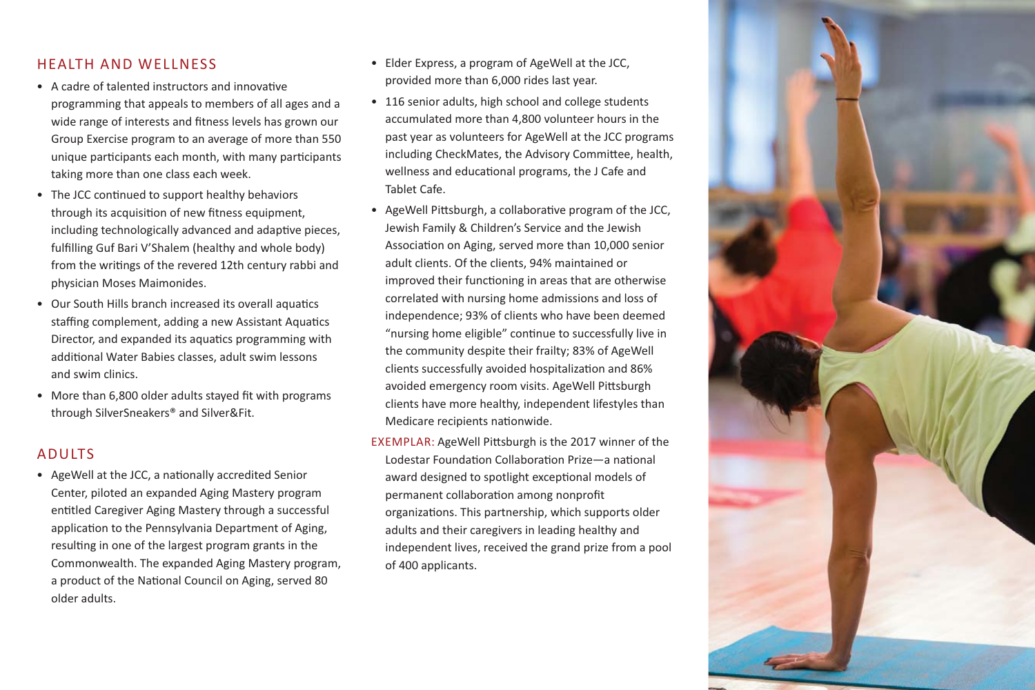## HEALTH AND WELLNESS

- A cadre of talented instructors and innovative programming that appeals to members of all ages and a wide range of interests and fitness levels has grown our Group Exercise program to an average of more than 550 unique participants each month, with many participants taking more than one class each week.
- The JCC continued to support healthy behaviors through its acquisition of new fitness equipment, including technologically advanced and adaptive pieces, fulfilling Guf Bari V'Shalem (healthy and whole body) from the writings of the revered 12th century rabbi and physician Moses Maimonides.
- Our South Hills branch increased its overall aquatics staffing complement, adding a new Assistant Aquatics Director, and expanded its aquatics programming with additional Water Babies classes, adult swim lessons and swim clinics.
- More than 6,800 older adults stayed fit with programs through SilverSneakers® and Silver&Fit.

## ADULTS

- AgeWell at the JCC, a nationally accredited Senior Center, piloted an expanded Aging Mastery program entitled Caregiver Aging Mastery through a successful application to the Pennsylvania Department of Aging, resulting in one of the largest program grants in the Commonwealth. The expanded Aging Mastery program, a product of the National Council on Aging, served 80 older adults.
- Elder Express, a program of AgeWell at the JCC, provided more than 6,000 rides last year.
- 116 senior adults, high school and college students accumulated more than 4,800 volunteer hours in the past year as volunteers for AgeWell at the JCC programs including CheckMates, the Advisory Committee, health, wellness and educational programs, the J Cafe and Tablet Cafe.
- AgeWell Pittsburgh, a collaborative program of the JCC, Jewish Family & Children's Service and the Jewish Association on Aging, served more than 10,000 senior adult clients. Of the clients, 94% maintained or improved their functioning in areas that are otherwise correlated with nursing home admissions and loss of independence; 93% of clients who have been deemed "nursing home eligible" continue to successfully live in the community despite their frailty; 83% of AgeWell clients successfully avoided hospitalization and 86% avoided emergency room visits. AgeWell Pittsburgh clients have more healthy, independent lifestyles than Medicare recipients nationwide.

EXEMPLAR: AgeWell Pittsburgh is the 2017 winner of the Lodestar Foundation Collaboration Prize—a national award designed to spotlight exceptional models of permanent collaboration among nonprofit organizations. This partnership, which supports older adults and their caregivers in leading healthy and independent lives, received the grand prize from a pool of 400 applicants.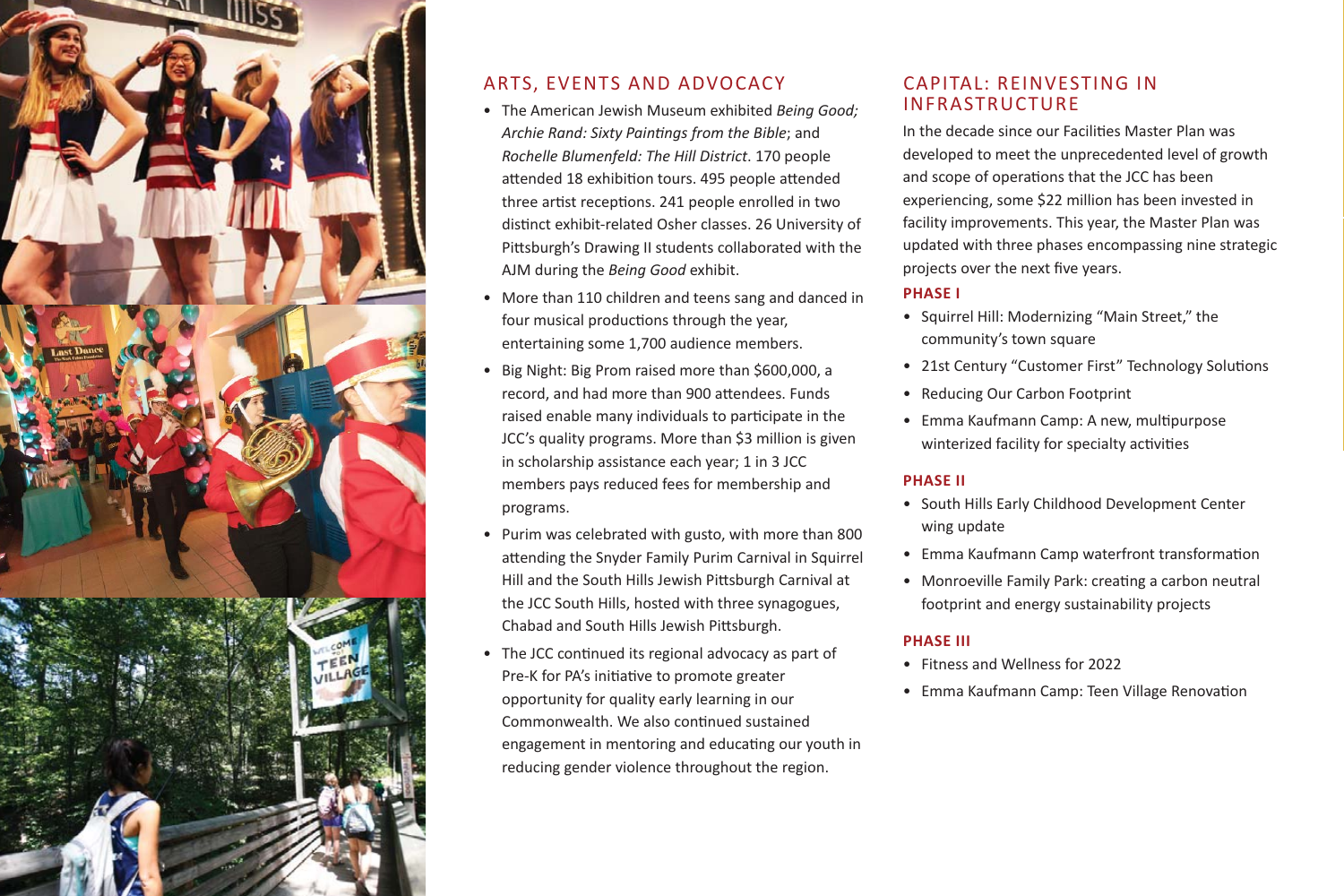## ARTS, EVENTS AND ADVOCACY

- The American Jewish Museum exhibited *Being Good; Archie Rand: Sixty Paintings from the Bible*; and *Rochelle Blumenfeld: The Hill District*. 170 people attended 18 exhibition tours. 495 people attended three artist receptions. 241 people enrolled in two distinct exhibit-related Osher classes. 26 University of Pittsburgh's Drawing II students collaborated with the AJM during the *Being Good* exhibit.
- More than 110 children and teens sang and danced in four musical productions through the year, entertaining some 1,700 audience members.
- Big Night: Big Prom raised more than $600,000, a record, and had more than 900 attendees. Funds raised enable many individuals to participate in the JCC's quality programs. More than $3 million is given in scholarship assistance each year; 1 in 3 JCC members pays reduced fees for membership and programs.
- Purim was celebrated with gusto, with more than 800 attending the Snyder Family Purim Carnival in Squirrel Hill and the South Hills Jewish Pittsburgh Carnival at the JCC South Hills, hosted with three synagogues, Chabad and South Hills Jewish Pittsburgh.
- The JCC continued its regional advocacy as part of Pre-K for PA's initiative to promote greater opportunity for quality early learning in our Commonwealth. We also continued sustained engagement in mentoring and educating our youth in reducing gender violence throughout the region.

## CAPITAL: REINVESTING IN INFRASTRUCTURE

In the decade since our Facilities Master Plan was developed to meet the unprecedented level of growth and scope of operations that the JCC has been experiencing, some $22 million has been invested in facility improvements. This year, the Master Plan was updated with three phases encompassing nine strategic projects over the next five years.

### PHASE I

- Squirrel Hill: Modernizing "Main Street," the community's town square
- 21st Century "Customer First" Technology Solutions
- Reducing Our Carbon Footprint
- Emma Kaufmann Camp: A new, multipurpose winterized facility for specialty activities

### PHASE II

- South Hills Early Childhood Development Center wing update
- Emma Kaufmann Camp waterfront transformation
- Monroeville Family Park: creating a carbon neutral footprint and energy sustainability projects

### PHASE III

- Fitness and Wellness for 2022
- Emma Kaufmann Camp: Teen Village Renovation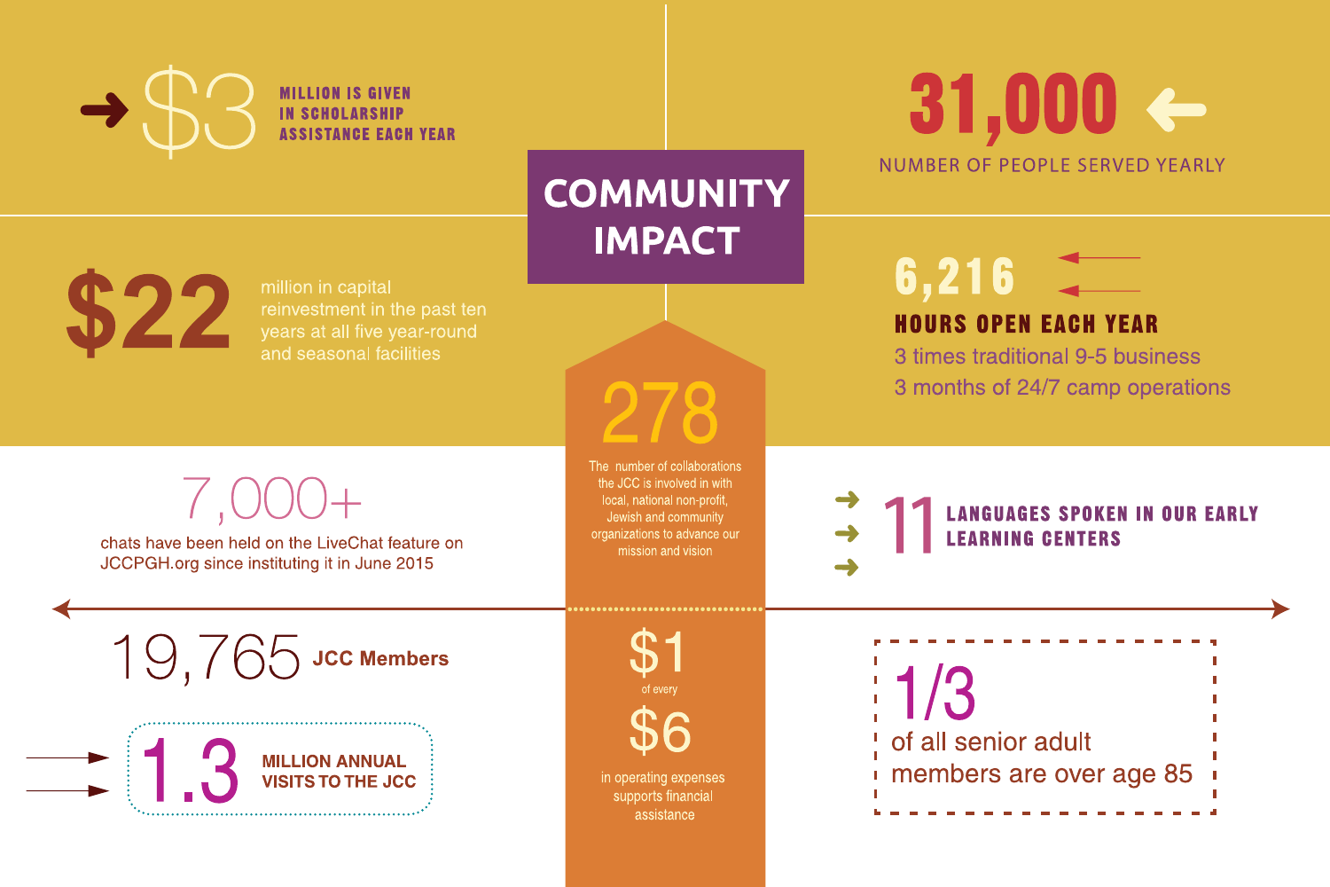# COMMUNITY IMPACT

**$3** MILLION IS GIVEN IN SCHOLARSHIP ASSISTANCE EACH YEAR

**31,000** NUMBER OF PEOPLE SERVED YEARLY

**$22** million in capital reinvestment in the past ten years at all five year-round and seasonal facilities

**6,216** HOURS OPEN EACH YEAR

3 times traditional 9-5 business

3 months of 24/7 camp operations

**278** The number of collaborations the JCC is involved in with local, national non-profit, Jewish and community organizations to advance our mission and vision

**7,000+** chats have been held on the LiveChat feature on JCCPGH.org since instituting it in June 2015

**11** LANGUAGES SPOKEN IN OUR EARLY LEARNING CENTERS

**19,765** JCC Members

**$1** of every **$6** in operating expenses supports financial assistance

**1.3** MILLION ANNUAL VISITS TO THE JCC

**1/3** of all senior adult members are over age 85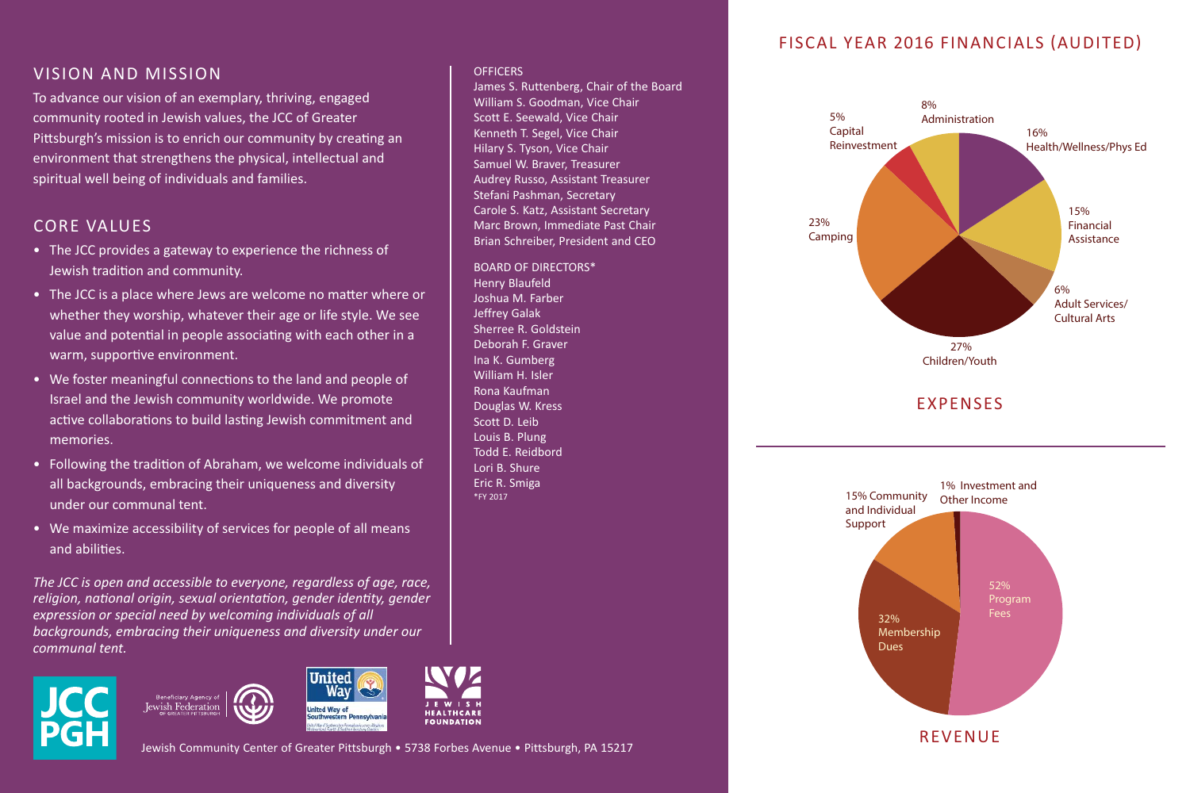## VISION AND MISSION

To advance our vision of an exemplary, thriving, engaged community rooted in Jewish values, the JCC of Greater Pittsburgh's mission is to enrich our community by creating an environment that strengthens the physical, intellectual and spiritual well being of individuals and families.

## CORE VALUES

- The JCC provides a gateway to experience the richness of Jewish tradition and community.
- The JCC is a place where Jews are welcome no matter where or whether they worship, whatever their age or life style. We see value and potential in people associating with each other in a warm, supportive environment.
- We foster meaningful connections to the land and people of Israel and the Jewish community worldwide. We promote active collaborations to build lasting Jewish commitment and memories.
- Following the tradition of Abraham, we welcome individuals of all backgrounds, embracing their uniqueness and diversity under our communal tent.
- We maximize accessibility of services for people of all means and abilities.

*The JCC is open and accessible to everyone, regardless of age, race, religion, national origin, sexual orientation, gender identity, gender expression or special need by welcoming individuals of all backgrounds, embracing their uniqueness and diversity under our communal tent.*

OFFICERS

James S. Ruttenberg, Chair of the Board
William S. Goodman, Vice Chair
Scott E. Seewald, Vice Chair
Kenneth T. Segel, Vice Chair
Hilary S. Tyson, Vice Chair
Samuel W. Braver, Treasurer
Audrey Russo, Assistant Treasurer
Stefani Pashman, Secretary
Carole S. Katz, Assistant Secretary
Marc Brown, Immediate Past Chair
Brian Schreiber, President and CEO

BOARD OF DIRECTORS*

Henry Blaufeld
Joshua M. Farber
Jeffrey Galak
Sherree R. Goldstein
Deborah F. Graver
Ina K. Gumberg
William H. Isler
Rona Kaufman
Douglas W. Kress
Scott D. Leib
Louis B. Plung
Todd E. Reidbord
Lori B. Shure
Eric R. Smiga

*FY 2017

## FISCAL YEAR 2016 FINANCIALS (AUDITED)

8% Administration
16% Health/Wellness/Phys Ed
15% Financial Assistance
6% Adult Services/ Cultural Arts
27% Children/Youth
23% Camping
5% Capital Reinvestment

EXPENSES

15% Community and Individual Support
1% Investment and Other Income
52% Program Fees
32% Membership Dues

REVENUE

Beneficiary Agency of Jewish Federation of Greater Pittsburgh

United Way of Southwestern Pennsylvania

Jewish Healthcare Foundation

Jewish Community Center of Greater Pittsburgh • 5738 Forbes Avenue • Pittsburgh, PA 15217